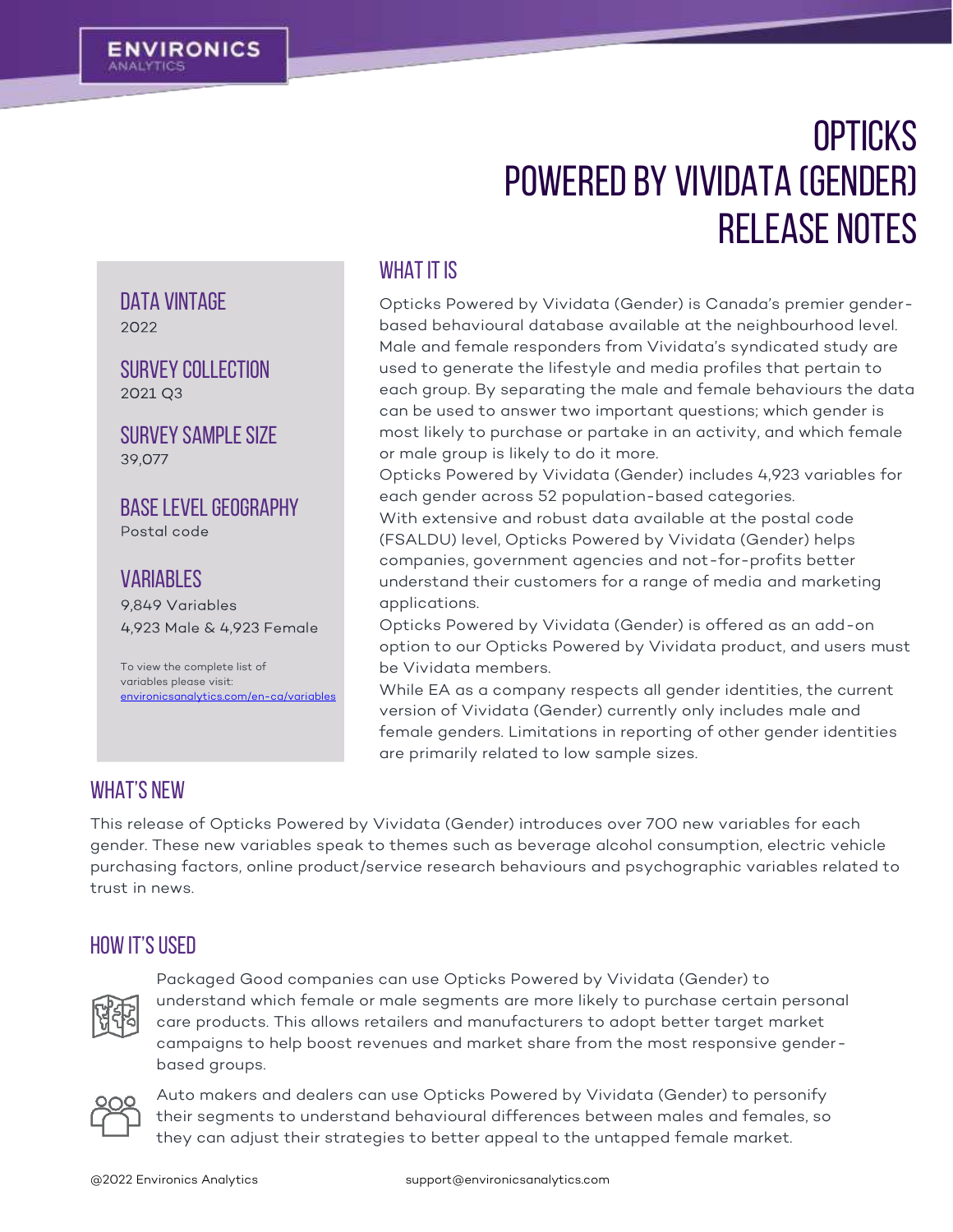ENVIRONICS ANALYTICS

# OPTICKS POWERED BY VIVIDATA (GENDER) RELEASE NOTES

## DATA VINTAGE

2022

## SURVEY COLLECTION

2021 Q3

## SURVEY SAMPLE SIZE

39,077

## BASE LEVEL GEOGRAPHY

Postal code

## VARIABLES

9,849 Variables

4,923 Male & 4,923 Female

To view the complete list of variables please visit: [environicsanalytics.com/en-ca/variables](https://environicsanalytics.com/en-ca/variables)

## WHAT IT IS

Opticks Powered by Vividata (Gender) is Canada's premier gender-based behavioural database available at the neighbourhood level. Male and female responders from Vividata's syndicated study are used to generate the lifestyle and media profiles that pertain to each group. By separating the male and female behaviours the data can be used to answer two important questions; which gender is most likely to purchase or partake in an activity, and which female or male group is likely to do it more.

Opticks Powered by Vividata (Gender) includes 4,923 variables for each gender across 52 population-based categories.

With extensive and robust data available at the postal code (FSALDU) level, Opticks Powered by Vividata (Gender) helps companies, government agencies and not-for-profits better understand their customers for a range of media and marketing applications.

Opticks Powered by Vividata (Gender) is offered as an add-on option to our Opticks Powered by Vividata product, and users must be Vividata members.

While EA as a company respects all gender identities, the current version of Vividata (Gender) currently only includes male and female genders. Limitations in reporting of other gender identities are primarily related to low sample sizes.

## WHAT'S NEW

This release of Opticks Powered by Vividata (Gender) introduces over 700 new variables for each gender. These new variables speak to themes such as beverage alcohol consumption, electric vehicle purchasing factors, online product/service research behaviours and psychographic variables related to trust in news.

## HOW IT'S USED

Packaged Good companies can use Opticks Powered by Vividata (Gender) to understand which female or male segments are more likely to purchase certain personal care products. This allows retailers and manufacturers to adopt better target market campaigns to help boost revenues and market share from the most responsive gender-based groups.

Auto makers and dealers can use Opticks Powered by Vividata (Gender) to personify their segments to understand behavioural differences between males and females, so they can adjust their strategies to better appeal to the untapped female market.

@2022 Environics Analytics support@environicsanalytics.com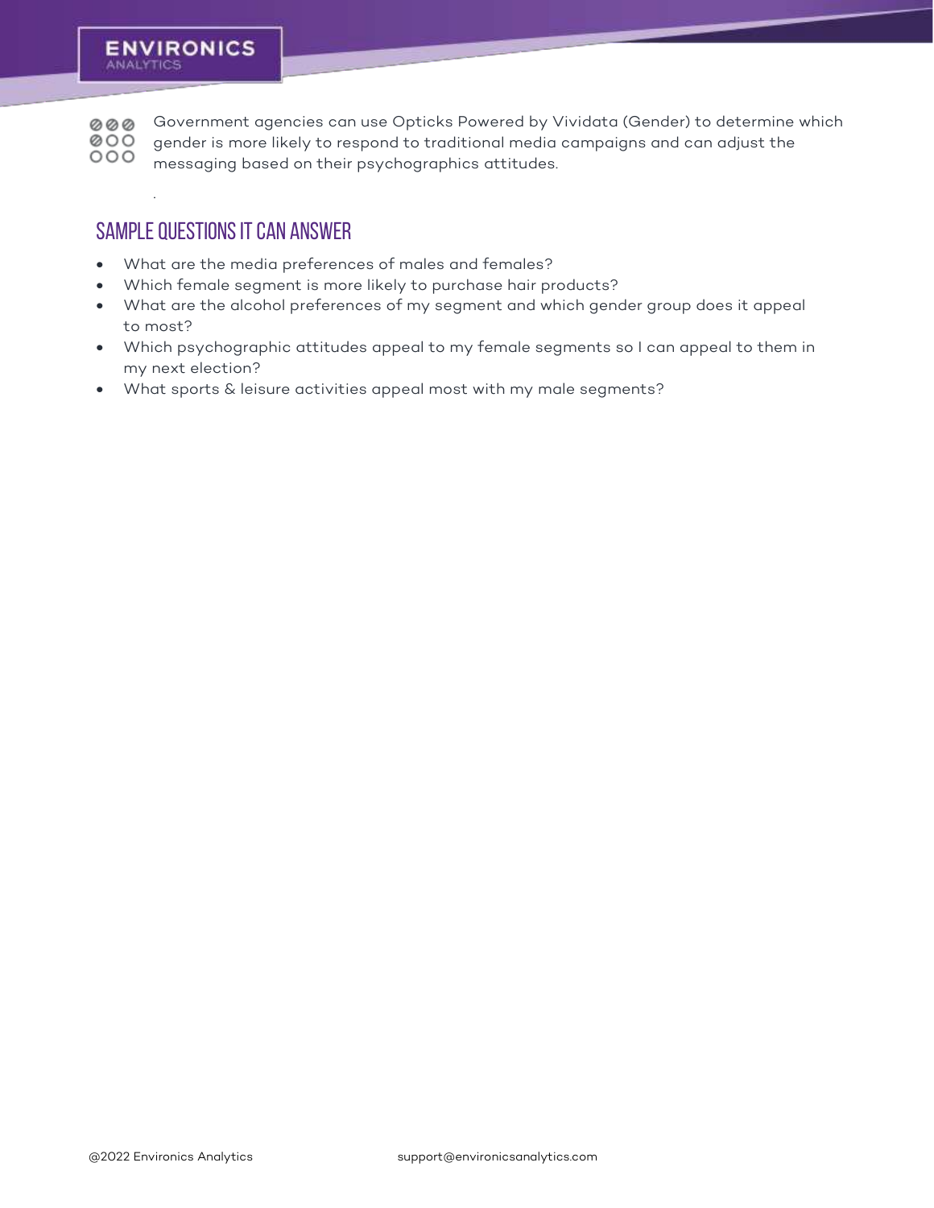Government agencies can use Opticks Powered by Vividata (Gender) to determine which gender is more likely to respond to traditional media campaigns and can adjust the messaging based on their psychographics attitudes.

## SAMPLE QUESTIONS IT CAN ANSWER

- What are the media preferences of males and females?
- Which female segment is more likely to purchase hair products?
- What are the alcohol preferences of my segment and which gender group does it appeal to most?
- Which psychographic attitudes appeal to my female segments so I can appeal to them in my next election?
- What sports & leisure activities appeal most with my male segments?